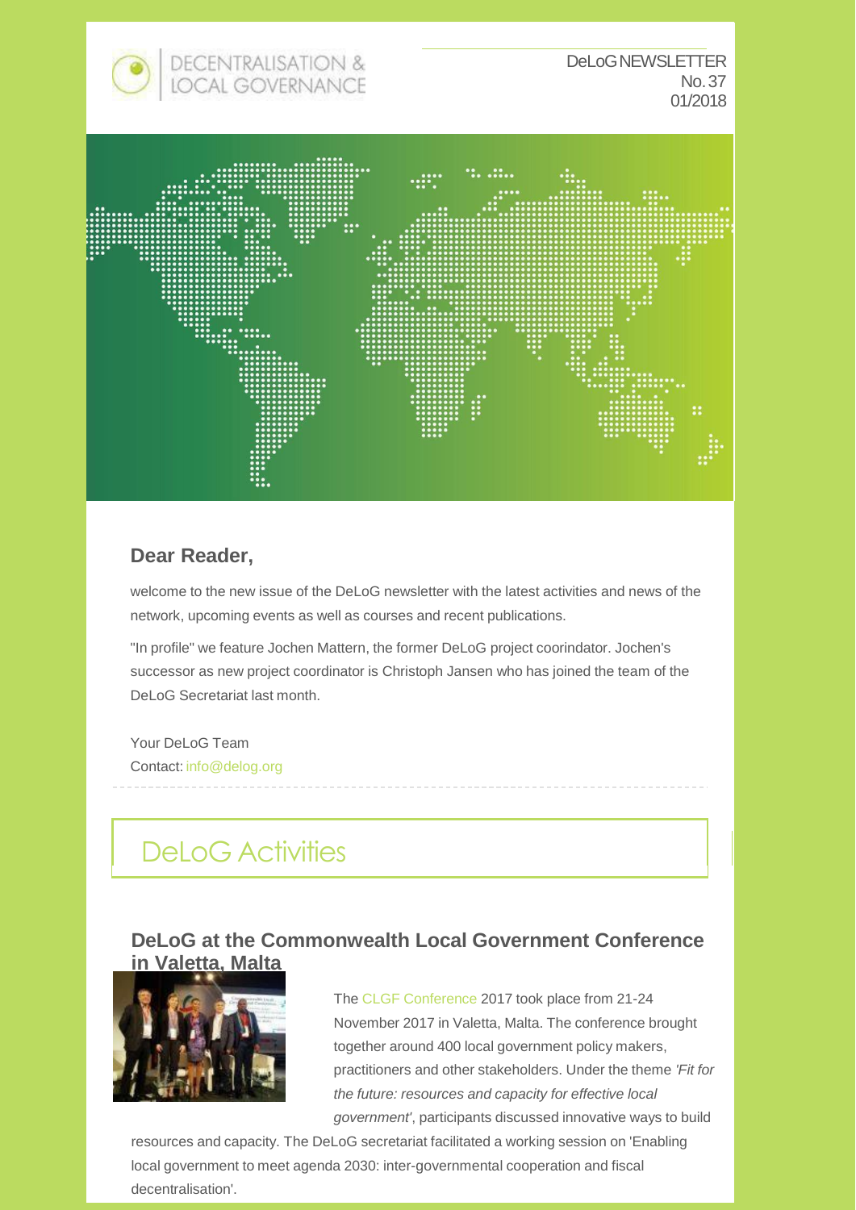DECENTRALISATION & LOCAL GOVERNANCE

DeLoG NEWSLETTER
No. 37
01/2018

**Dear Reader,**

welcome to the new issue of the DeLoG newsletter with the latest activities and news of the network, upcoming events as well as courses and recent publications.

"In profile" we feature Jochen Mattern, the former DeLoG project coorindator. Jochen's successor as new project coordinator is Christoph Jansen who has joined the team of the DeLoG Secretariat last month.

Your DeLoG Team
Contact: info@delog.org

# DeLoG Activities

## DeLoG at the Commonwealth Local Government Conference in Valetta, Malta

The CLGF Conference 2017 took place from 21-24 November 2017 in Valetta, Malta. The conference brought together around 400 local government policy makers, practitioners and other stakeholders. Under the theme *'Fit for the future: resources and capacity for effective local government'*, participants discussed innovative ways to build resources and capacity. The DeLoG secretariat facilitated a working session on 'Enabling local government to meet agenda 2030: inter-governmental cooperation and fiscal decentralisation'.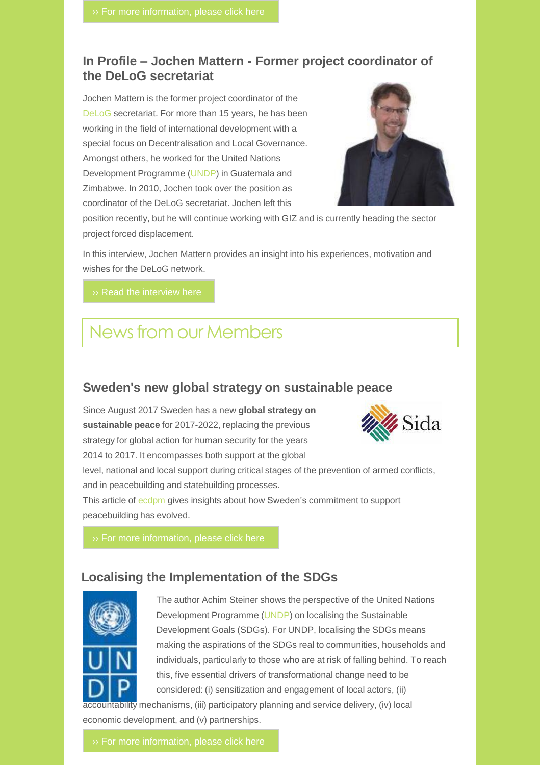› For more information, please click here

## In Profile – Jochen Mattern - Former project coordinator of the DeLoG secretariat

Jochen Mattern is the former project coordinator of the DeLoG secretariat. For more than 15 years, he has been working in the field of international development with a special focus on Decentralisation and Local Governance. Amongst others, he worked for the United Nations Development Programme (UNDP) in Guatemala and Zimbabwe. In 2010, Jochen took over the position as coordinator of the DeLoG secretariat. Jochen left this position recently, but he will continue working with GIZ and is currently heading the sector project forced displacement.

In this interview, Jochen Mattern provides an insight into his experiences, motivation and wishes for the DeLoG network.

› Read the interview here

# News from our Members

## Sweden's new global strategy on sustainable peace

Since August 2017 Sweden has a new **global strategy on sustainable peace** for 2017-2022, replacing the previous strategy for global action for human security for the years 2014 to 2017. It encompasses both support at the global level, national and local support during critical stages of the prevention of armed conflicts, and in peacebuilding and statebuilding processes.
This article of ecdpm gives insights about how Sweden's commitment to support peacebuilding has evolved.

› For more information, please click here

## Localising the Implementation of the SDGs

The author Achim Steiner shows the perspective of the United Nations Development Programme (UNDP) on localising the Sustainable Development Goals (SDGs). For UNDP, localising the SDGs means making the aspirations of the SDGs real to communities, households and individuals, particularly to those who are at risk of falling behind. To reach this, five essential drivers of transformational change need to be considered: (i) sensitization and engagement of local actors, (ii) accountability mechanisms, (iii) participatory planning and service delivery, (iv) local economic development, and (v) partnerships.

› For more information, please click here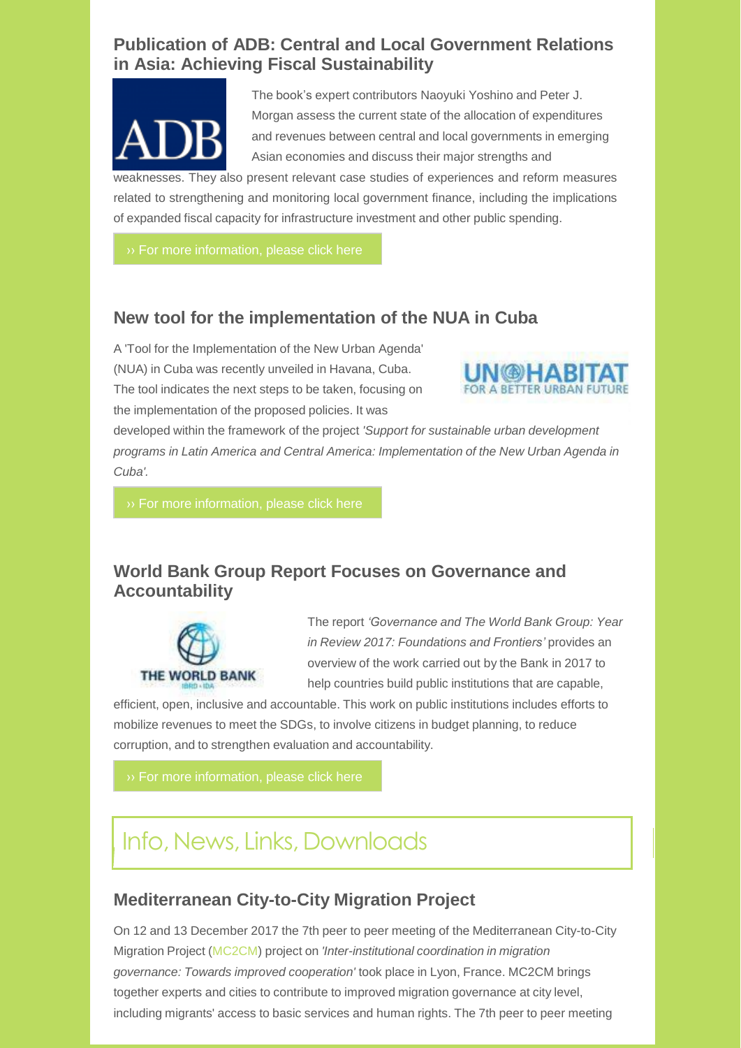### Publication of ADB: Central and Local Government Relations in Asia: Achieving Fiscal Sustainability

The book's expert contributors Naoyuki Yoshino and Peter J. Morgan assess the current state of the allocation of expenditures and revenues between central and local governments in emerging Asian economies and discuss their major strengths and weaknesses. They also present relevant case studies of experiences and reform measures related to strengthening and monitoring local government finance, including the implications of expanded fiscal capacity for infrastructure investment and other public spending.

›› For more information, please click here

### New tool for the implementation of the NUA in Cuba

A 'Tool for the Implementation of the New Urban Agenda' (NUA) in Cuba was recently unveiled in Havana, Cuba. The tool indicates the next steps to be taken, focusing on the implementation of the proposed policies. It was developed within the framework of the project *'Support for sustainable urban development programs in Latin America and Central America: Implementation of the New Urban Agenda in Cuba'.*

›› For more information, please click here

### World Bank Group Report Focuses on Governance and Accountability

The report *'Governance and The World Bank Group: Year in Review 2017: Foundations and Frontiers'* provides an overview of the work carried out by the Bank in 2017 to help countries build public institutions that are capable, efficient, open, inclusive and accountable. This work on public institutions includes efforts to mobilize revenues to meet the SDGs, to involve citizens in budget planning, to reduce corruption, and to strengthen evaluation and accountability.

›› For more information, please click here

## Info, News, Links, Downloads

### Mediterranean City-to-City Migration Project

On 12 and 13 December 2017 the 7th peer to peer meeting of the Mediterranean City-to-City Migration Project (MC2CM) project on *'Inter-institutional coordination in migration governance: Towards improved cooperation'* took place in Lyon, France. MC2CM brings together experts and cities to contribute to improved migration governance at city level, including migrants' access to basic services and human rights. The 7th peer to peer meeting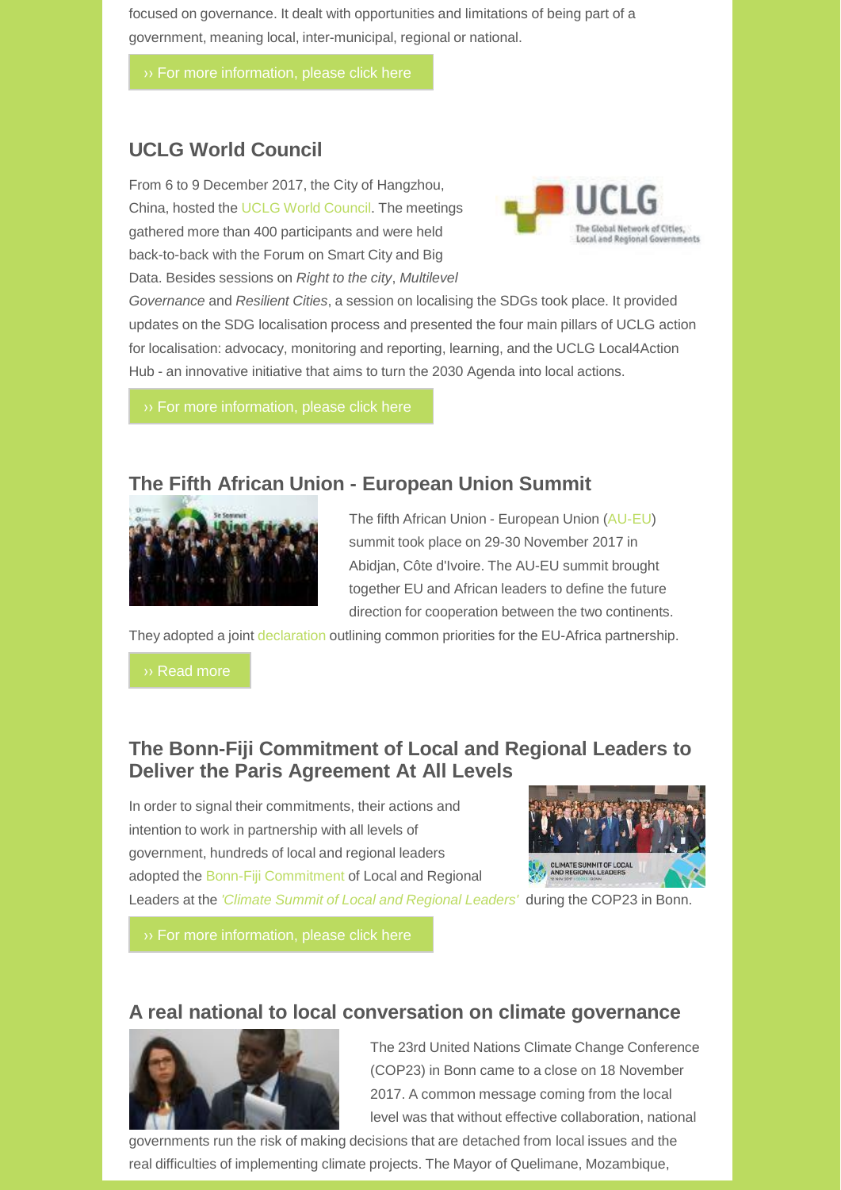focused on governance. It dealt with opportunities and limitations of being part of a government, meaning local, inter-municipal, regional or national.

›› For more information, please click here

## UCLG World Council

From 6 to 9 December 2017, the City of Hangzhou, China, hosted the UCLG World Council. The meetings gathered more than 400 participants and were held back-to-back with the Forum on Smart City and Big Data. Besides sessions on *Right to the city*, *Multilevel Governance* and *Resilient Cities*, a session on localising the SDGs took place. It provided updates on the SDG localisation process and presented the four main pillars of UCLG action for localisation: advocacy, monitoring and reporting, learning, and the UCLG Local4Action Hub - an innovative initiative that aims to turn the 2030 Agenda into local actions.

›› For more information, please click here

## The Fifth African Union - European Union Summit

The fifth African Union - European Union (AU-EU) summit took place on 29-30 November 2017 in Abidjan, Côte d'Ivoire. The AU-EU summit brought together EU and African leaders to define the future direction for cooperation between the two continents. They adopted a joint declaration outlining common priorities for the EU-Africa partnership.

›› Read more

## The Bonn-Fiji Commitment of Local and Regional Leaders to Deliver the Paris Agreement At All Levels

In order to signal their commitments, their actions and intention to work in partnership with all levels of government, hundreds of local and regional leaders adopted the Bonn-Fiji Commitment of Local and Regional Leaders at the *'Climate Summit of Local and Regional Leaders'* during the COP23 in Bonn.

›› For more information, please click here

## A real national to local conversation on climate governance

The 23rd United Nations Climate Change Conference (COP23) in Bonn came to a close on 18 November 2017. A common message coming from the local level was that without effective collaboration, national governments run the risk of making decisions that are detached from local issues and the real difficulties of implementing climate projects. The Mayor of Quelimane, Mozambique,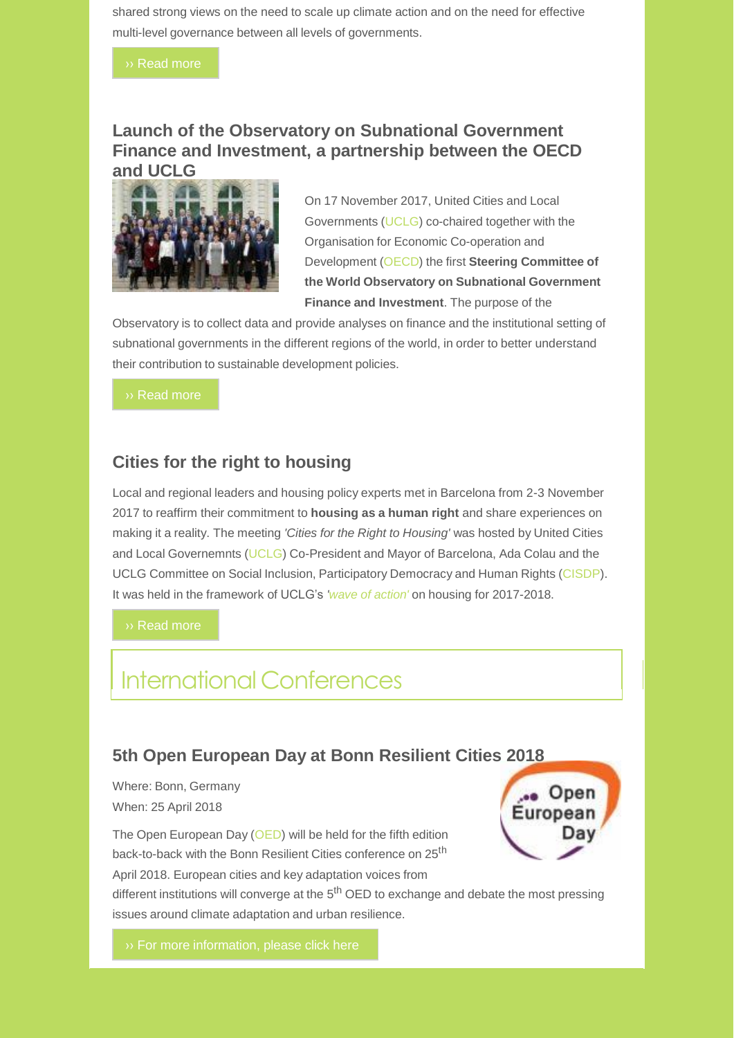shared strong views on the need to scale up climate action and on the need for effective multi-level governance between all levels of governments.

›› Read more

### Launch of the Observatory on Subnational Government Finance and Investment, a partnership between the OECD and UCLG

On 17 November 2017, United Cities and Local Governments (UCLG) co-chaired together with the Organisation for Economic Co-operation and Development (OECD) the first **Steering Committee of the World Observatory on Subnational Government Finance and Investment**. The purpose of the Observatory is to collect data and provide analyses on finance and the institutional setting of subnational governments in the different regions of the world, in order to better understand their contribution to sustainable development policies.

›› Read more

### Cities for the right to housing

Local and regional leaders and housing policy experts met in Barcelona from 2-3 November 2017 to reaffirm their commitment to **housing as a human right** and share experiences on making it a reality. The meeting *'Cities for the Right to Housing'* was hosted by United Cities and Local Governemnts (UCLG) Co-President and Mayor of Barcelona, Ada Colau and the UCLG Committee on Social Inclusion, Participatory Democracy and Human Rights (CISDP). It was held in the framework of UCLG's *'wave of action'* on housing for 2017-2018.

›› Read more

## International Conferences

### 5th Open European Day at Bonn Resilient Cities 2018

Where: Bonn, Germany
When: 25 April 2018

The Open European Day (OED) will be held for the fifth edition back-to-back with the Bonn Resilient Cities conference on 25th April 2018. European cities and key adaptation voices from different institutions will converge at the 5th OED to exchange and debate the most pressing issues around climate adaptation and urban resilience.

›› For more information, please click here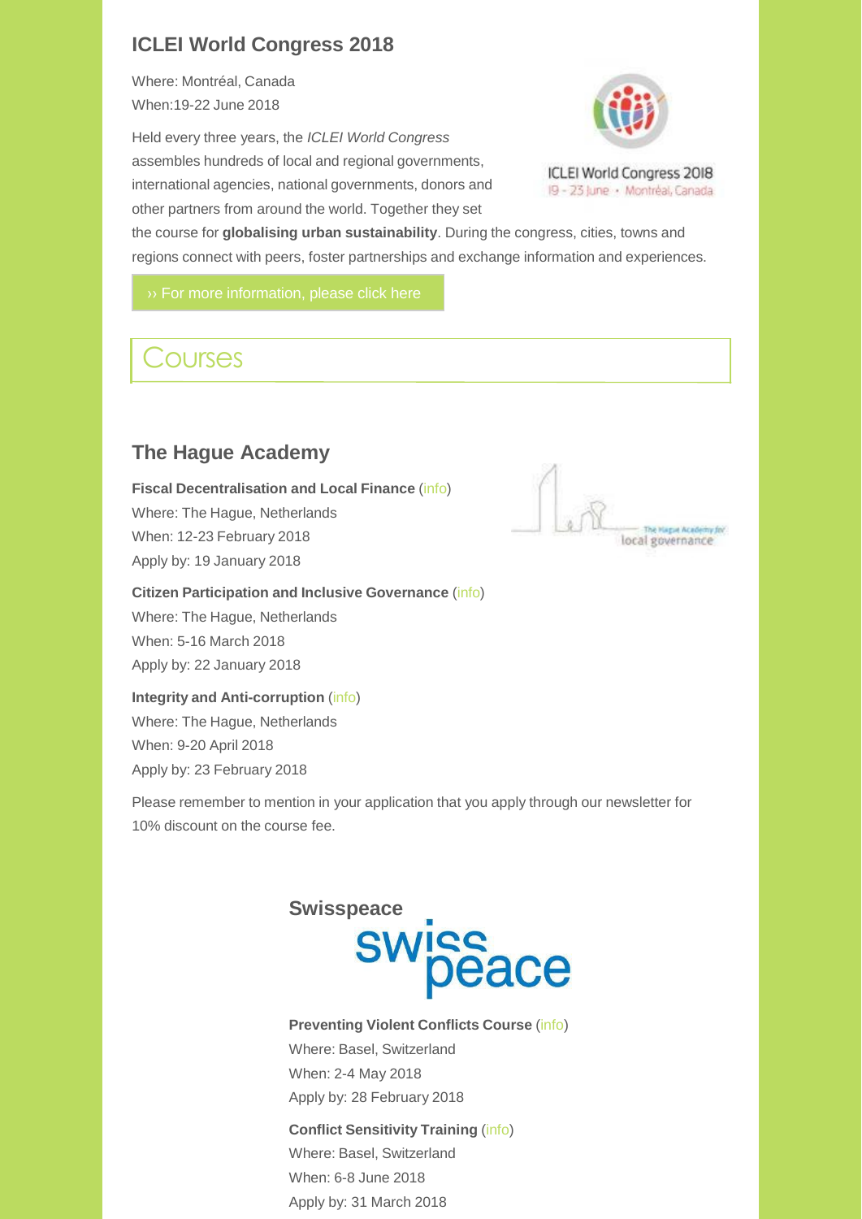## ICLEI World Congress 2018

Where: Montréal, Canada
When:19-22 June 2018

Held every three years, the *ICLEI World Congress* assembles hundreds of local and regional governments, international agencies, national governments, donors and other partners from around the world. Together they set the course for **globalising urban sustainability**. During the congress, cities, towns and regions connect with peers, foster partnerships and exchange information and experiences.

ICLEI World Congress 2018
19 - 23 June • Montréal, Canada

›› For more information, please click here

# Courses

## The Hague Academy

**Fiscal Decentralisation and Local Finance** (info)
Where: The Hague, Netherlands
When: 12-23 February 2018
Apply by: 19 January 2018

**Citizen Participation and Inclusive Governance** (info)
Where: The Hague, Netherlands
When: 5-16 March 2018
Apply by: 22 January 2018

**Integrity and Anti-corruption** (info)
Where: The Hague, Netherlands
When: 9-20 April 2018
Apply by: 23 February 2018

Please remember to mention in your application that you apply through our newsletter for 10% discount on the course fee.

## Swisspeace

**Preventing Violent Conflicts Course** (info)
Where: Basel, Switzerland
When: 2-4 May 2018
Apply by: 28 February 2018

**Conflict Sensitivity Training** (info)
Where: Basel, Switzerland
When: 6-8 June 2018
Apply by: 31 March 2018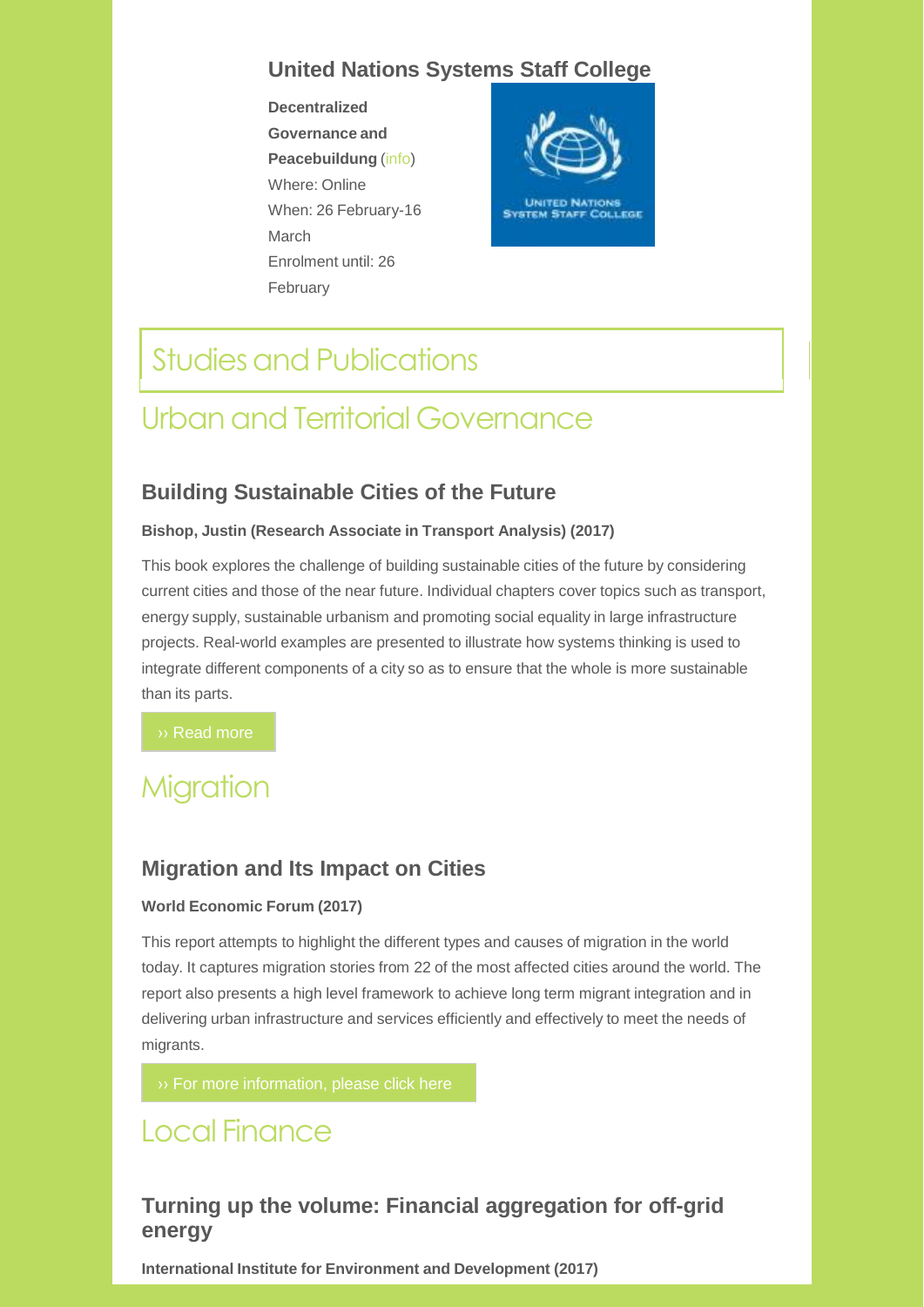### United Nations Systems Staff College

**Decentralized Governance and Peacebuildung** (info)
Where: Online
When: 26 February-16 March
Enrolment until: 26 February

# Studies and Publications

## Urban and Territorial Governance

### Building Sustainable Cities of the Future

**Bishop, Justin (Research Associate in Transport Analysis) (2017)**

This book explores the challenge of building sustainable cities of the future by considering current cities and those of the near future. Individual chapters cover topics such as transport, energy supply, sustainable urbanism and promoting social equality in large infrastructure projects. Real-world examples are presented to illustrate how systems thinking is used to integrate different components of a city so as to ensure that the whole is more sustainable than its parts.

›› Read more

## Migration

### Migration and Its Impact on Cities

**World Economic Forum (2017)**

This report attempts to highlight the different types and causes of migration in the world today. It captures migration stories from 22 of the most affected cities around the world. The report also presents a high level framework to achieve long term migrant integration and in delivering urban infrastructure and services efficiently and effectively to meet the needs of migrants.

›› For more information, please click here

## Local Finance

### Turning up the volume: Financial aggregation for off-grid energy

**International Institute for Environment and Development (2017)**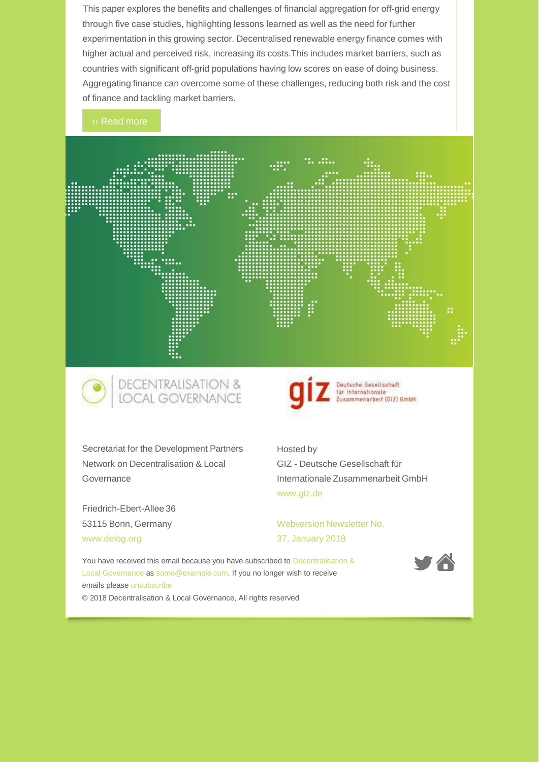This paper explores the benefits and challenges of financial aggregation for off-grid energy through five case studies, highlighting lessons learned as well as the need for further experimentation in this growing sector. Decentralised renewable energy finance comes with higher actual and perceived risk, increasing its costs.This includes market barriers, such as countries with significant off-grid populations having low scores on ease of doing business. Aggregating finance can overcome some of these challenges, reducing both risk and the cost of finance and tackling market barriers.

›› Read more

DECENTRALISATION & LOCAL GOVERNANCE

giz Deutsche Gesellschaft für Internationale Zusammenarbeit (GIZ) GmbH

Secretariat for the Development Partners Network on Decentralisation & Local Governance

Friedrich-Ebert-Allee 36
53115 Bonn, Germany
www.delog.org

Hosted by
GIZ - Deutsche Gesellschaft für Internationale Zusammenarbeit GmbH
www.giz.de

Webversion Newsletter No. 37, January 2018

You have received this email because you have subscribed to Decentralisation & Local Governance as some@example.com. If you no longer wish to receive emails please unsubscribe

© 2018 Decentralisation & Local Governance, All rights reserved